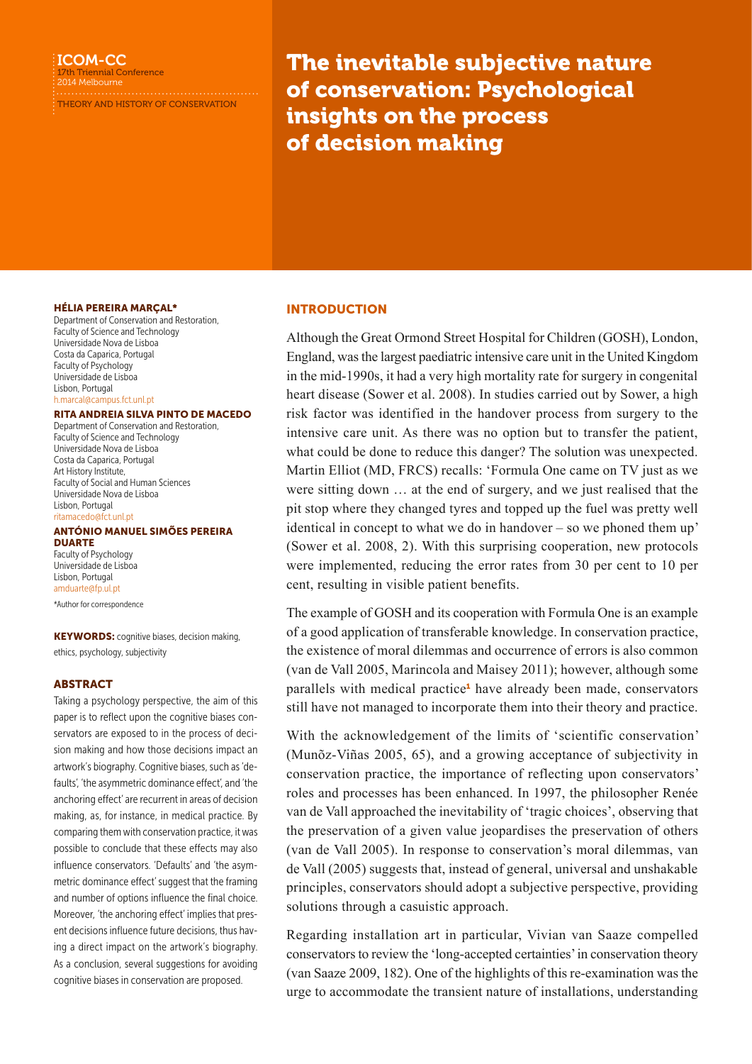ICOM-CC
17th Triennial Conference
2014 Melbourne

THEORY AND HISTORY OF CONSERVATION

# The inevitable subjective nature of conservation: Psychological insights on the process of decision making

**HÉLIA PEREIRA MARÇAL***
Department of Conservation and Restoration,
Faculty of Science and Technology
Universidade Nova de Lisboa
Costa da Caparica, Portugal
Faculty of Psychology
Universidade de Lisboa
Lisbon, Portugal
h.marcal@campus.fct.unl.pt

**RITA ANDREIA SILVA PINTO DE MACEDO**
Department of Conservation and Restoration,
Faculty of Science and Technology
Universidade Nova de Lisboa
Costa da Caparica, Portugal
Art History Institute,
Faculty of Social and Human Sciences
Universidade Nova de Lisboa
Lisbon, Portugal
ritamacedo@fct.unl.pt

**ANTÓNIO MANUEL SIMÕES PEREIRA DUARTE**
Faculty of Psychology
Universidade de Lisboa
Lisbon, Portugal
amduarte@fp.ul.pt

*Author for correspondence

**KEYWORDS:** cognitive biases, decision making, ethics, psychology, subjectivity

## ABSTRACT

Taking a psychology perspective, the aim of this paper is to reflect upon the cognitive biases conservators are exposed to in the process of decision making and how those decisions impact an artwork's biography. Cognitive biases, such as 'defaults', 'the asymmetric dominance effect', and 'the anchoring effect' are recurrent in areas of decision making, as, for instance, in medical practice. By comparing them with conservation practice, it was possible to conclude that these effects may also influence conservators. 'Defaults' and 'the asymmetric dominance effect' suggest that the framing and number of options influence the final choice. Moreover, 'the anchoring effect' implies that present decisions influence future decisions, thus having a direct impact on the artwork's biography. As a conclusion, several suggestions for avoiding cognitive biases in conservation are proposed.

## INTRODUCTION

Although the Great Ormond Street Hospital for Children (GOSH), London, England, was the largest paediatric intensive care unit in the United Kingdom in the mid-1990s, it had a very high mortality rate for surgery in congenital heart disease (Sower et al. 2008). In studies carried out by Sower, a high risk factor was identified in the handover process from surgery to the intensive care unit. As there was no option but to transfer the patient, what could be done to reduce this danger? The solution was unexpected. Martin Elliot (MD, FRCS) recalls: 'Formula One came on TV just as we were sitting down … at the end of surgery, and we just realised that the pit stop where they changed tyres and topped up the fuel was pretty well identical in concept to what we do in handover – so we phoned them up' (Sower et al. 2008, 2). With this surprising cooperation, new protocols were implemented, reducing the error rates from 30 per cent to 10 per cent, resulting in visible patient benefits.

The example of GOSH and its cooperation with Formula One is an example of a good application of transferable knowledge. In conservation practice, the existence of moral dilemmas and occurrence of errors is also common (van de Vall 2005, Marincola and Maisey 2011); however, although some parallels with medical practice[1] have already been made, conservators still have not managed to incorporate them into their theory and practice.

With the acknowledgement of the limits of 'scientific conservation' (Munõz-Viñas 2005, 65), and a growing acceptance of subjectivity in conservation practice, the importance of reflecting upon conservators' roles and processes has been enhanced. In 1997, the philosopher Renée van de Vall approached the inevitability of 'tragic choices', observing that the preservation of a given value jeopardises the preservation of others (van de Vall 2005). In response to conservation's moral dilemmas, van de Vall (2005) suggests that, instead of general, universal and unshakable principles, conservators should adopt a subjective perspective, providing solutions through a casuistic approach.

Regarding installation art in particular, Vivian van Saaze compelled conservators to review the 'long-accepted certainties' in conservation theory (van Saaze 2009, 182). One of the highlights of this re-examination was the urge to accommodate the transient nature of installations, understanding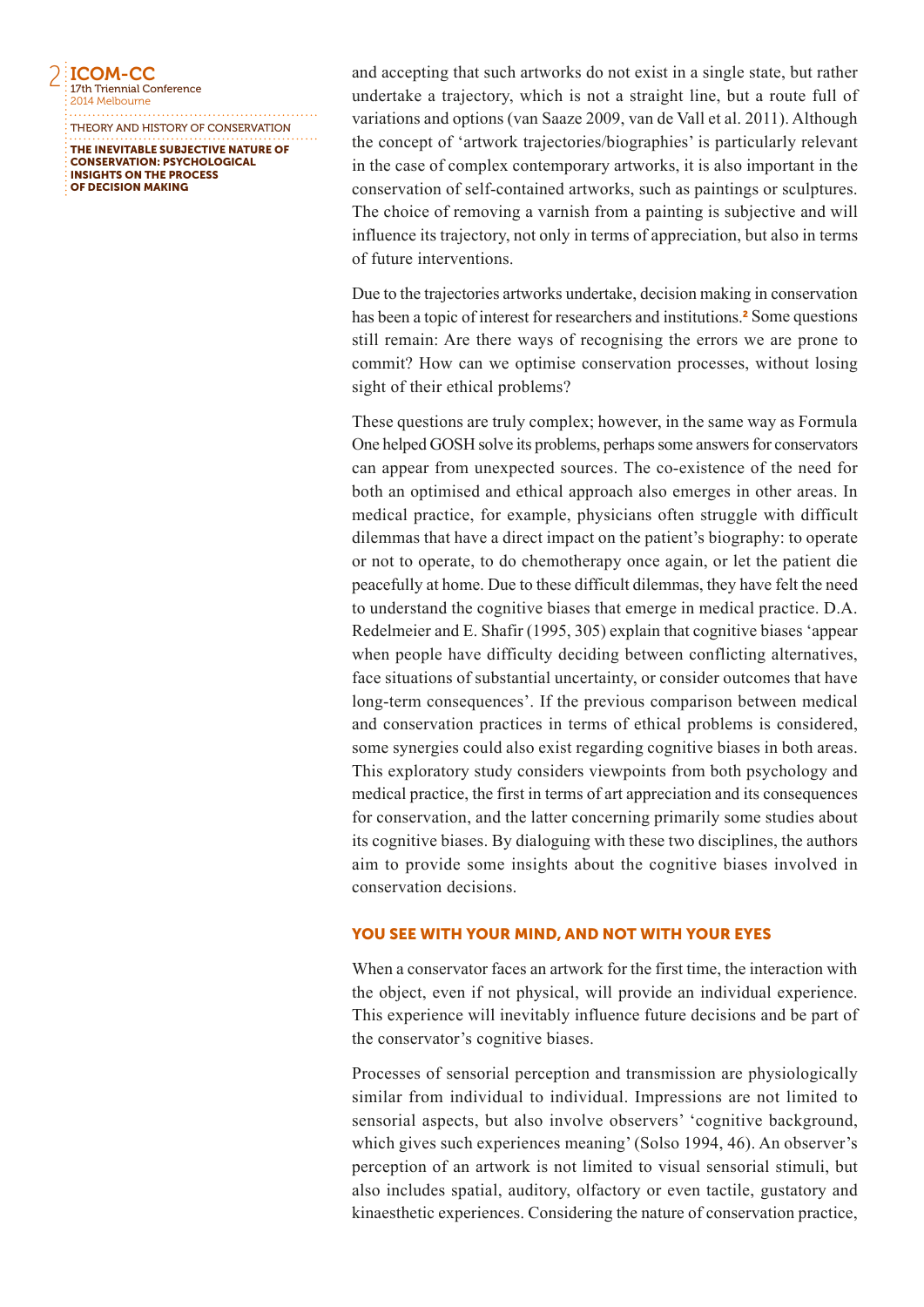and accepting that such artworks do not exist in a single state, but rather undertake a trajectory, which is not a straight line, but a route full of variations and options (van Saaze 2009, van de Vall et al. 2011). Although the concept of 'artwork trajectories/biographies' is particularly relevant in the case of complex contemporary artworks, it is also important in the conservation of self-contained artworks, such as paintings or sculptures. The choice of removing a varnish from a painting is subjective and will influence its trajectory, not only in terms of appreciation, but also in terms of future interventions.

Due to the trajectories artworks undertake, decision making in conservation has been a topic of interest for researchers and institutions.[2] Some questions still remain: Are there ways of recognising the errors we are prone to commit? How can we optimise conservation processes, without losing sight of their ethical problems?

These questions are truly complex; however, in the same way as Formula One helped GOSH solve its problems, perhaps some answers for conservators can appear from unexpected sources. The co-existence of the need for both an optimised and ethical approach also emerges in other areas. In medical practice, for example, physicians often struggle with difficult dilemmas that have a direct impact on the patient's biography: to operate or not to operate, to do chemotherapy once again, or let the patient die peacefully at home. Due to these difficult dilemmas, they have felt the need to understand the cognitive biases that emerge in medical practice. D.A. Redelmeier and E. Shafir (1995, 305) explain that cognitive biases 'appear when people have difficulty deciding between conflicting alternatives, face situations of substantial uncertainty, or consider outcomes that have long-term consequences'. If the previous comparison between medical and conservation practices in terms of ethical problems is considered, some synergies could also exist regarding cognitive biases in both areas. This exploratory study considers viewpoints from both psychology and medical practice, the first in terms of art appreciation and its consequences for conservation, and the latter concerning primarily some studies about its cognitive biases. By dialoguing with these two disciplines, the authors aim to provide some insights about the cognitive biases involved in conservation decisions.

## YOU SEE WITH YOUR MIND, AND NOT WITH YOUR EYES

When a conservator faces an artwork for the first time, the interaction with the object, even if not physical, will provide an individual experience. This experience will inevitably influence future decisions and be part of the conservator's cognitive biases.

Processes of sensorial perception and transmission are physiologically similar from individual to individual. Impressions are not limited to sensorial aspects, but also involve observers' 'cognitive background, which gives such experiences meaning' (Solso 1994, 46). An observer's perception of an artwork is not limited to visual sensorial stimuli, but also includes spatial, auditory, olfactory or even tactile, gustatory and kinaesthetic experiences. Considering the nature of conservation practice,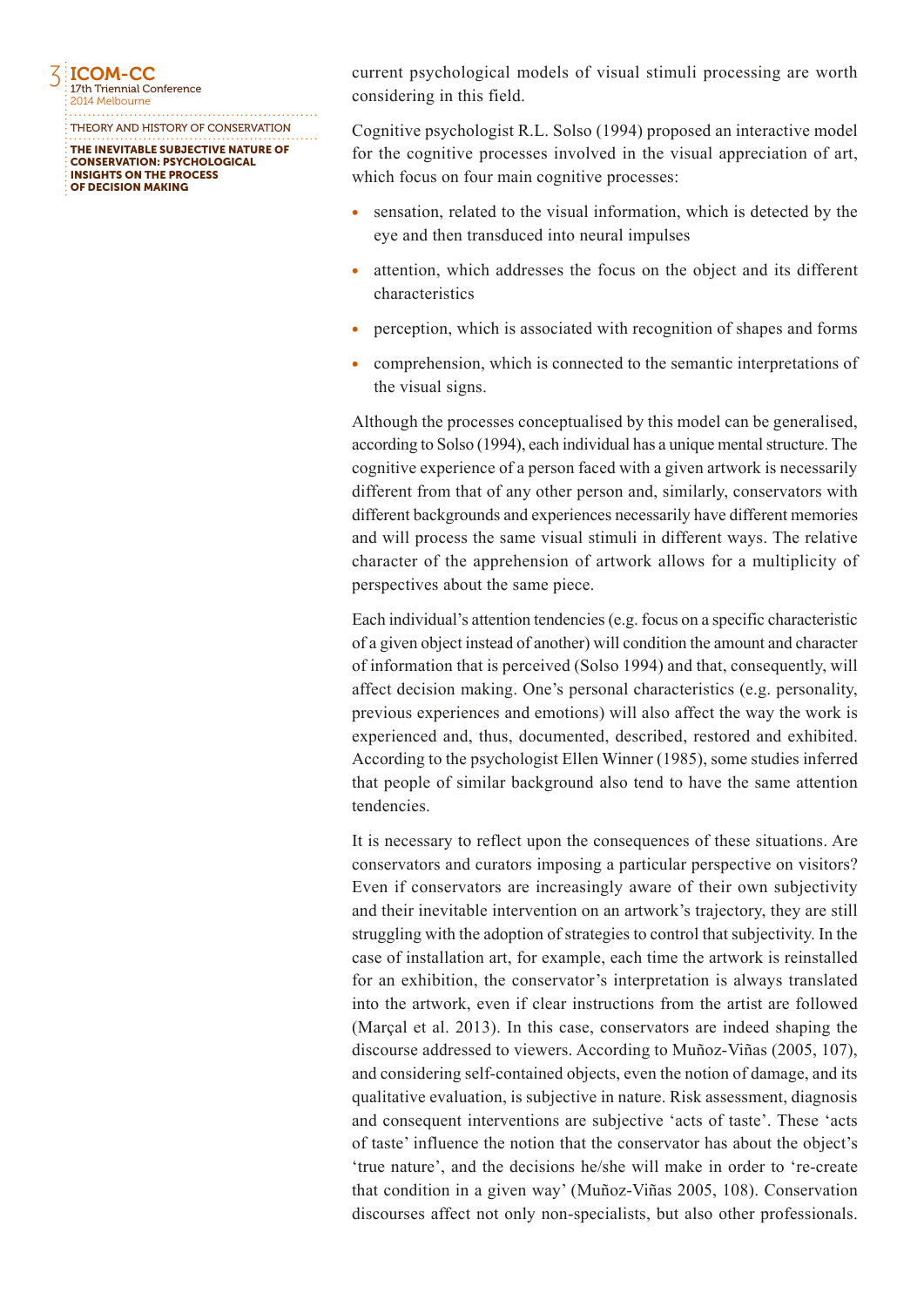current psychological models of visual stimuli processing are worth considering in this field.

Cognitive psychologist R.L. Solso (1994) proposed an interactive model for the cognitive processes involved in the visual appreciation of art, which focus on four main cognitive processes:

- sensation, related to the visual information, which is detected by the eye and then transduced into neural impulses
- attention, which addresses the focus on the object and its different characteristics
- perception, which is associated with recognition of shapes and forms
- comprehension, which is connected to the semantic interpretations of the visual signs.

Although the processes conceptualised by this model can be generalised, according to Solso (1994), each individual has a unique mental structure. The cognitive experience of a person faced with a given artwork is necessarily different from that of any other person and, similarly, conservators with different backgrounds and experiences necessarily have different memories and will process the same visual stimuli in different ways. The relative character of the apprehension of artwork allows for a multiplicity of perspectives about the same piece.

Each individual's attention tendencies (e.g. focus on a specific characteristic of a given object instead of another) will condition the amount and character of information that is perceived (Solso 1994) and that, consequently, will affect decision making. One's personal characteristics (e.g. personality, previous experiences and emotions) will also affect the way the work is experienced and, thus, documented, described, restored and exhibited. According to the psychologist Ellen Winner (1985), some studies inferred that people of similar background also tend to have the same attention tendencies.

It is necessary to reflect upon the consequences of these situations. Are conservators and curators imposing a particular perspective on visitors? Even if conservators are increasingly aware of their own subjectivity and their inevitable intervention on an artwork's trajectory, they are still struggling with the adoption of strategies to control that subjectivity. In the case of installation art, for example, each time the artwork is reinstalled for an exhibition, the conservator's interpretation is always translated into the artwork, even if clear instructions from the artist are followed (Marçal et al. 2013). In this case, conservators are indeed shaping the discourse addressed to viewers. According to Muñoz-Viñas (2005, 107), and considering self-contained objects, even the notion of damage, and its qualitative evaluation, is subjective in nature. Risk assessment, diagnosis and consequent interventions are subjective 'acts of taste'. These 'acts of taste' influence the notion that the conservator has about the object's 'true nature', and the decisions he/she will make in order to 're-create that condition in a given way' (Muñoz-Viñas 2005, 108). Conservation discourses affect not only non-specialists, but also other professionals.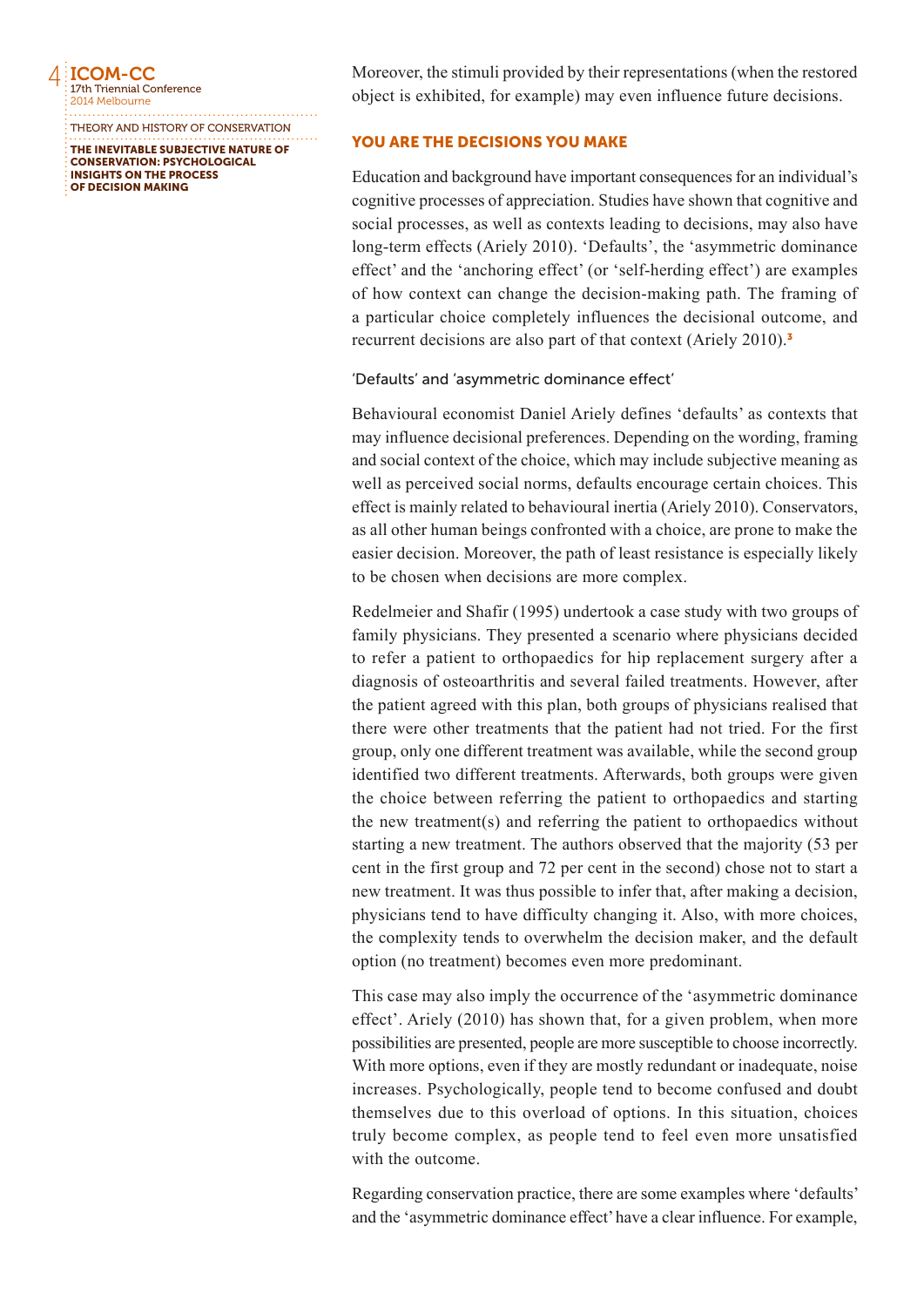Moreover, the stimuli provided by their representations (when the restored object is exhibited, for example) may even influence future decisions.

## YOU ARE THE DECISIONS YOU MAKE

Education and background have important consequences for an individual's cognitive processes of appreciation. Studies have shown that cognitive and social processes, as well as contexts leading to decisions, may also have long-term effects (Ariely 2010). 'Defaults', the 'asymmetric dominance effect' and the 'anchoring effect' (or 'self-herding effect') are examples of how context can change the decision-making path. The framing of a particular choice completely influences the decisional outcome, and recurrent decisions are also part of that context (Ariely 2010).[3]

### 'Defaults' and 'asymmetric dominance effect'

Behavioural economist Daniel Ariely defines 'defaults' as contexts that may influence decisional preferences. Depending on the wording, framing and social context of the choice, which may include subjective meaning as well as perceived social norms, defaults encourage certain choices. This effect is mainly related to behavioural inertia (Ariely 2010). Conservators, as all other human beings confronted with a choice, are prone to make the easier decision. Moreover, the path of least resistance is especially likely to be chosen when decisions are more complex.

Redelmeier and Shafir (1995) undertook a case study with two groups of family physicians. They presented a scenario where physicians decided to refer a patient to orthopaedics for hip replacement surgery after a diagnosis of osteoarthritis and several failed treatments. However, after the patient agreed with this plan, both groups of physicians realised that there were other treatments that the patient had not tried. For the first group, only one different treatment was available, while the second group identified two different treatments. Afterwards, both groups were given the choice between referring the patient to orthopaedics and starting the new treatment(s) and referring the patient to orthopaedics without starting a new treatment. The authors observed that the majority (53 per cent in the first group and 72 per cent in the second) chose not to start a new treatment. It was thus possible to infer that, after making a decision, physicians tend to have difficulty changing it. Also, with more choices, the complexity tends to overwhelm the decision maker, and the default option (no treatment) becomes even more predominant.

This case may also imply the occurrence of the 'asymmetric dominance effect'. Ariely (2010) has shown that, for a given problem, when more possibilities are presented, people are more susceptible to choose incorrectly. With more options, even if they are mostly redundant or inadequate, noise increases. Psychologically, people tend to become confused and doubt themselves due to this overload of options. In this situation, choices truly become complex, as people tend to feel even more unsatisfied with the outcome.

Regarding conservation practice, there are some examples where 'defaults' and the 'asymmetric dominance effect' have a clear influence. For example,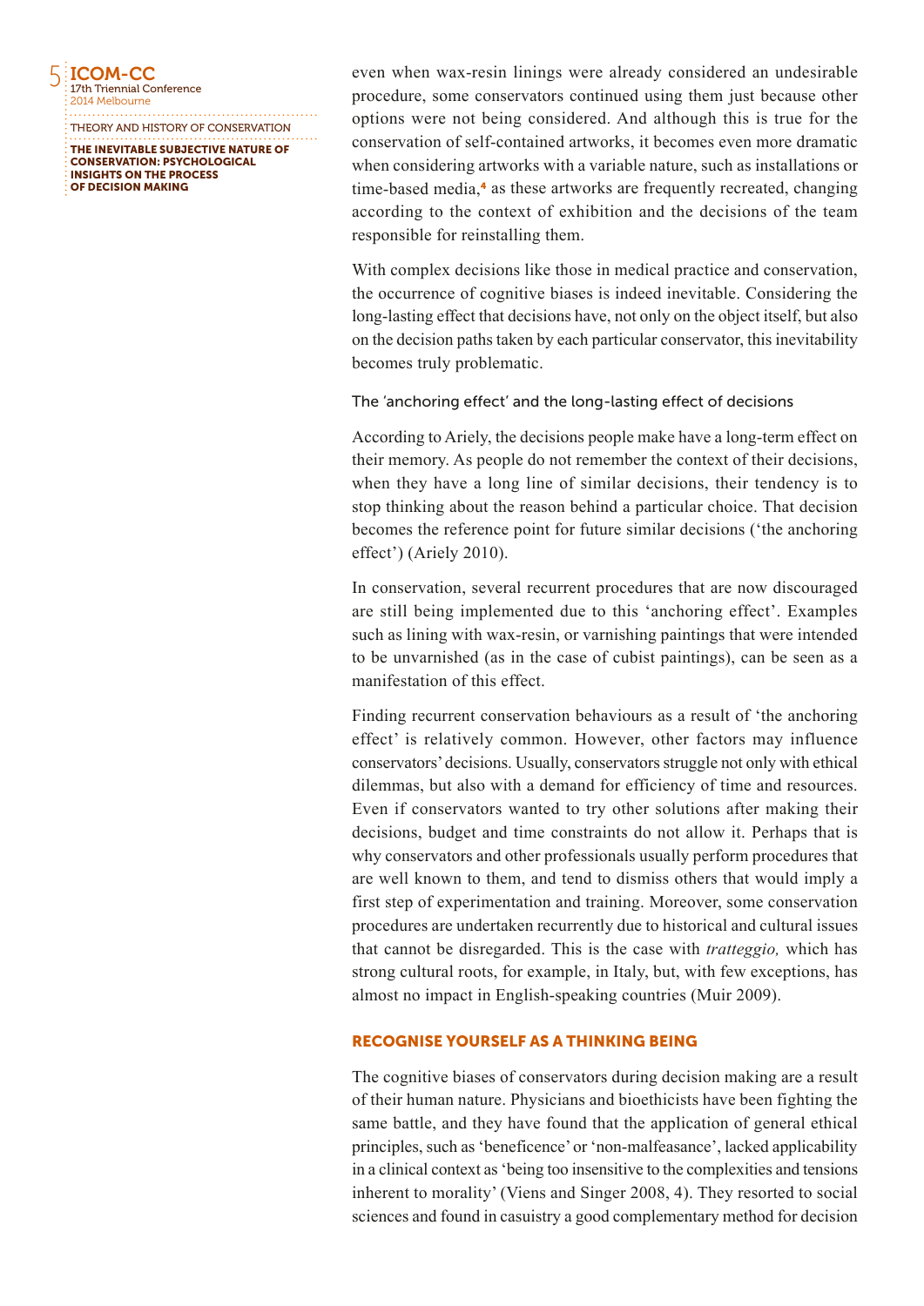even when wax-resin linings were already considered an undesirable procedure, some conservators continued using them just because other options were not being considered. And although this is true for the conservation of self-contained artworks, it becomes even more dramatic when considering artworks with a variable nature, such as installations or time-based media,[4] as these artworks are frequently recreated, changing according to the context of exhibition and the decisions of the team responsible for reinstalling them.

With complex decisions like those in medical practice and conservation, the occurrence of cognitive biases is indeed inevitable. Considering the long-lasting effect that decisions have, not only on the object itself, but also on the decision paths taken by each particular conservator, this inevitability becomes truly problematic.

### The 'anchoring effect' and the long-lasting effect of decisions

According to Ariely, the decisions people make have a long-term effect on their memory. As people do not remember the context of their decisions, when they have a long line of similar decisions, their tendency is to stop thinking about the reason behind a particular choice. That decision becomes the reference point for future similar decisions ('the anchoring effect') (Ariely 2010).

In conservation, several recurrent procedures that are now discouraged are still being implemented due to this 'anchoring effect'. Examples such as lining with wax-resin, or varnishing paintings that were intended to be unvarnished (as in the case of cubist paintings), can be seen as a manifestation of this effect.

Finding recurrent conservation behaviours as a result of 'the anchoring effect' is relatively common. However, other factors may influence conservators' decisions. Usually, conservators struggle not only with ethical dilemmas, but also with a demand for efficiency of time and resources. Even if conservators wanted to try other solutions after making their decisions, budget and time constraints do not allow it. Perhaps that is why conservators and other professionals usually perform procedures that are well known to them, and tend to dismiss others that would imply a first step of experimentation and training. Moreover, some conservation procedures are undertaken recurrently due to historical and cultural issues that cannot be disregarded. This is the case with *tratteggio,* which has strong cultural roots, for example, in Italy, but, with few exceptions, has almost no impact in English-speaking countries (Muir 2009).

## RECOGNISE YOURSELF AS A THINKING BEING

The cognitive biases of conservators during decision making are a result of their human nature. Physicians and bioethicists have been fighting the same battle, and they have found that the application of general ethical principles, such as 'beneficence' or 'non-malfeasance', lacked applicability in a clinical context as 'being too insensitive to the complexities and tensions inherent to morality' (Viens and Singer 2008, 4). They resorted to social sciences and found in casuistry a good complementary method for decision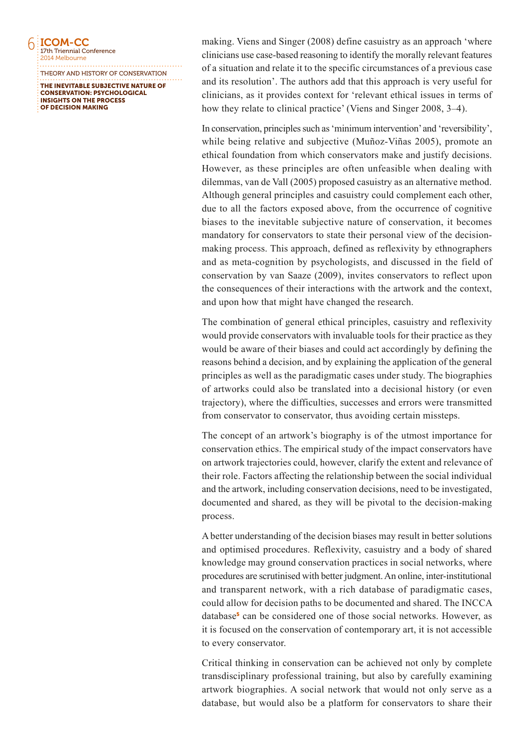making. Viens and Singer (2008) define casuistry as an approach 'where clinicians use case-based reasoning to identify the morally relevant features of a situation and relate it to the specific circumstances of a previous case and its resolution'. The authors add that this approach is very useful for clinicians, as it provides context for 'relevant ethical issues in terms of how they relate to clinical practice' (Viens and Singer 2008, 3–4).

In conservation, principles such as 'minimum intervention' and 'reversibility', while being relative and subjective (Muñoz-Viñas 2005), promote an ethical foundation from which conservators make and justify decisions. However, as these principles are often unfeasible when dealing with dilemmas, van de Vall (2005) proposed casuistry as an alternative method. Although general principles and casuistry could complement each other, due to all the factors exposed above, from the occurrence of cognitive biases to the inevitable subjective nature of conservation, it becomes mandatory for conservators to state their personal view of the decision-making process. This approach, defined as reflexivity by ethnographers and as meta-cognition by psychologists, and discussed in the field of conservation by van Saaze (2009), invites conservators to reflect upon the consequences of their interactions with the artwork and the context, and upon how that might have changed the research.

The combination of general ethical principles, casuistry and reflexivity would provide conservators with invaluable tools for their practice as they would be aware of their biases and could act accordingly by defining the reasons behind a decision, and by explaining the application of the general principles as well as the paradigmatic cases under study. The biographies of artworks could also be translated into a decisional history (or even trajectory), where the difficulties, successes and errors were transmitted from conservator to conservator, thus avoiding certain missteps.

The concept of an artwork's biography is of the utmost importance for conservation ethics. The empirical study of the impact conservators have on artwork trajectories could, however, clarify the extent and relevance of their role. Factors affecting the relationship between the social individual and the artwork, including conservation decisions, need to be investigated, documented and shared, as they will be pivotal to the decision-making process.

A better understanding of the decision biases may result in better solutions and optimised procedures. Reflexivity, casuistry and a body of shared knowledge may ground conservation practices in social networks, where procedures are scrutinised with better judgment. An online, inter-institutional and transparent network, with a rich database of paradigmatic cases, could allow for decision paths to be documented and shared. The INCCA database[5] can be considered one of those social networks. However, as it is focused on the conservation of contemporary art, it is not accessible to every conservator.

Critical thinking in conservation can be achieved not only by complete transdisciplinary professional training, but also by carefully examining artwork biographies. A social network that would not only serve as a database, but would also be a platform for conservators to share their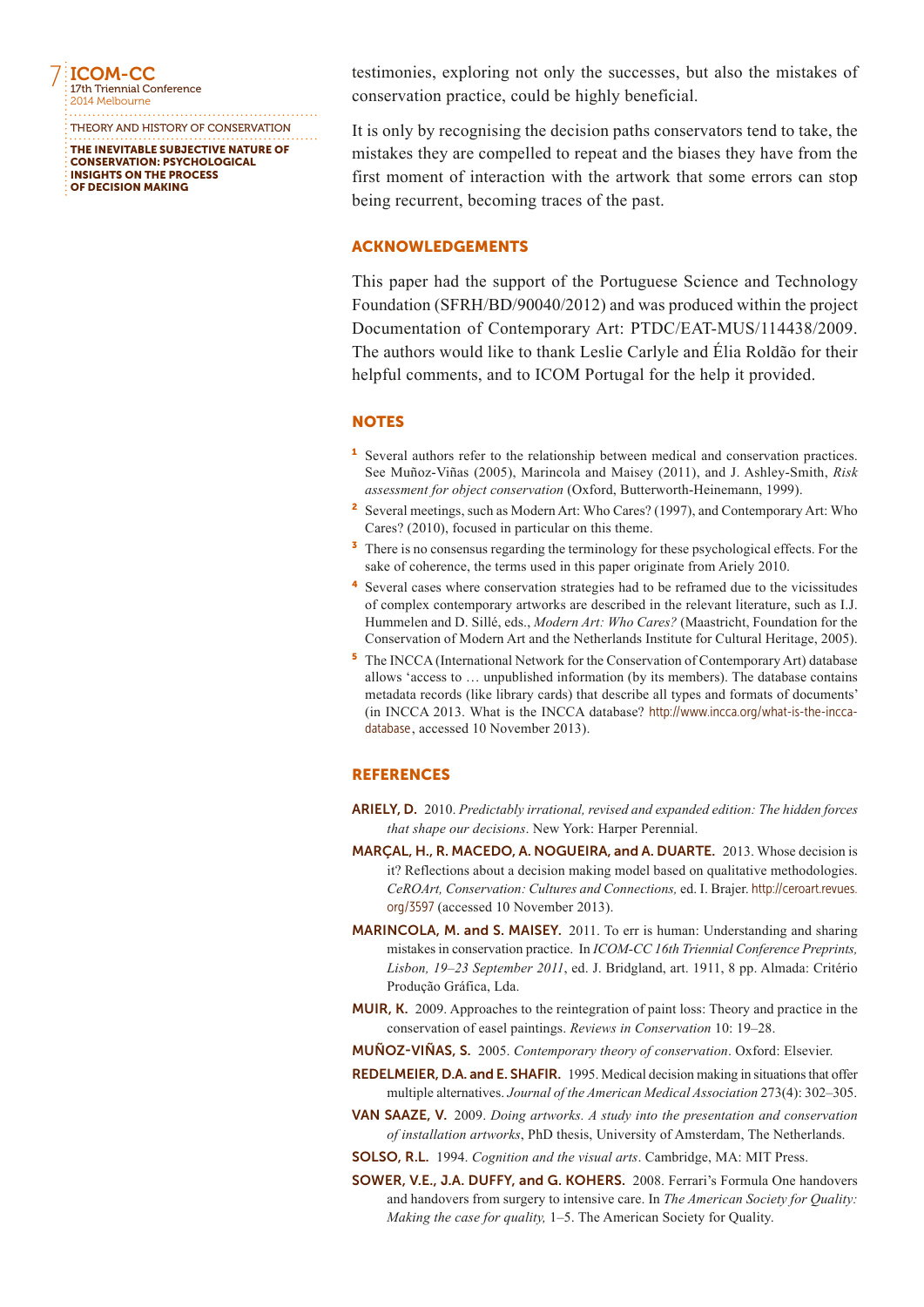testimonies, exploring not only the successes, but also the mistakes of conservation practice, could be highly beneficial.

It is only by recognising the decision paths conservators tend to take, the mistakes they are compelled to repeat and the biases they have from the first moment of interaction with the artwork that some errors can stop being recurrent, becoming traces of the past.

## ACKNOWLEDGEMENTS

This paper had the support of the Portuguese Science and Technology Foundation (SFRH/BD/90040/2012) and was produced within the project Documentation of Contemporary Art: PTDC/EAT-MUS/114438/2009. The authors would like to thank Leslie Carlyle and Élia Roldão for their helpful comments, and to ICOM Portugal for the help it provided.

## NOTES

1. Several authors refer to the relationship between medical and conservation practices. See Muñoz-Viñas (2005), Marincola and Maisey (2011), and J. Ashley-Smith, *Risk assessment for object conservation* (Oxford, Butterworth-Heinemann, 1999).
2. Several meetings, such as Modern Art: Who Cares? (1997), and Contemporary Art: Who Cares? (2010), focused in particular on this theme.
3. There is no consensus regarding the terminology for these psychological effects. For the sake of coherence, the terms used in this paper originate from Ariely 2010.
4. Several cases where conservation strategies had to be reframed due to the vicissitudes of complex contemporary artworks are described in the relevant literature, such as I.J. Hummelen and D. Sillé, eds., *Modern Art: Who Cares?* (Maastricht, Foundation for the Conservation of Modern Art and the Netherlands Institute for Cultural Heritage, 2005).
5. The INCCA (International Network for the Conservation of Contemporary Art) database allows 'access to … unpublished information (by its members). The database contains metadata records (like library cards) that describe all types and formats of documents' (in INCCA 2013. What is the INCCA database? http://www.incca.org/what-is-the-incca-database, accessed 10 November 2013).

## REFERENCES

**ARIELY, D.** 2010. *Predictably irrational, revised and expanded edition: The hidden forces that shape our decisions*. New York: Harper Perennial.

**MARÇAL, H., R. MACEDO, A. NOGUEIRA, and A. DUARTE.** 2013. Whose decision is it? Reflections about a decision making model based on qualitative methodologies. *CeROArt, Conservation: Cultures and Connections,* ed. I. Brajer. http://ceroart.revues.org/3597 (accessed 10 November 2013).

**MARINCOLA, M. and S. MAISEY.** 2011. To err is human: Understanding and sharing mistakes in conservation practice. In *ICOM-CC 16th Triennial Conference Preprints, Lisbon, 19–23 September 2011*, ed. J. Bridgland, art. 1911, 8 pp. Almada: Critério Produção Gráfica, Lda.

**MUIR, K.** 2009. Approaches to the reintegration of paint loss: Theory and practice in the conservation of easel paintings. *Reviews in Conservation* 10: 19–28.

**MUÑOZ-VIÑAS, S.** 2005. *Contemporary theory of conservation*. Oxford: Elsevier.

**REDELMEIER, D.A. and E. SHAFIR.** 1995. Medical decision making in situations that offer multiple alternatives. *Journal of the American Medical Association* 273(4): 302–305.

**VAN SAAZE, V.** 2009. *Doing artworks. A study into the presentation and conservation of installation artworks*, PhD thesis, University of Amsterdam, The Netherlands.

**SOLSO, R.L.** 1994. *Cognition and the visual arts*. Cambridge, MA: MIT Press.

**SOWER, V.E., J.A. DUFFY, and G. KOHERS.** 2008. Ferrari's Formula One handovers and handovers from surgery to intensive care. In *The American Society for Quality: Making the case for quality,* 1–5. The American Society for Quality.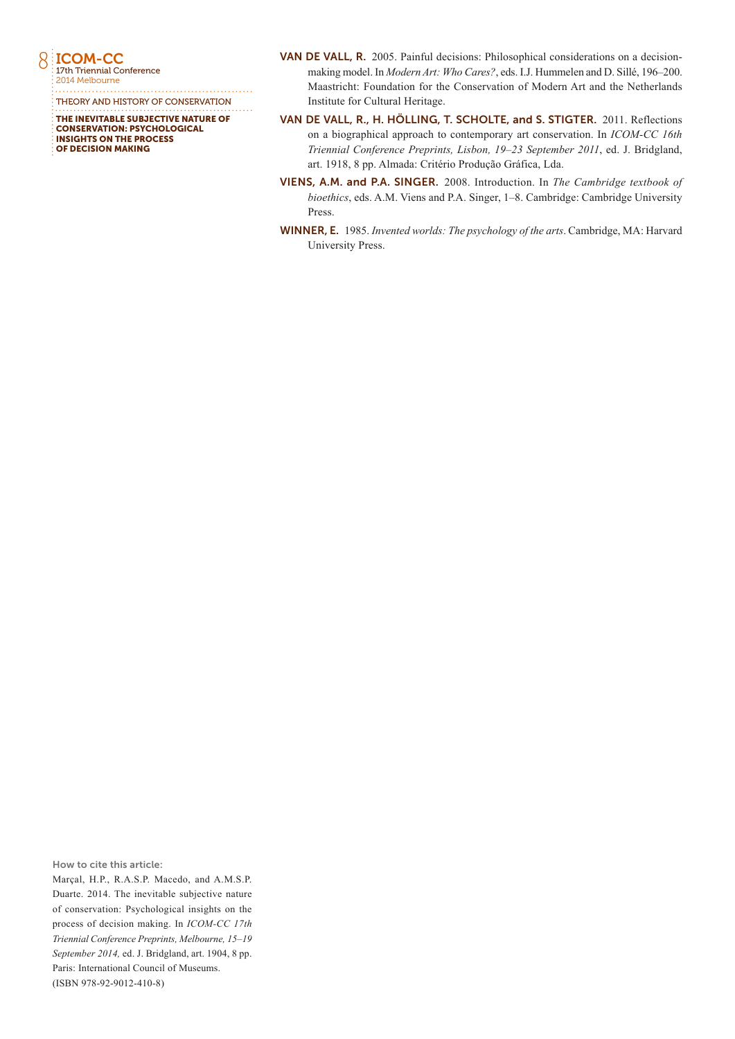**VAN DE VALL, R.** 2005. Painful decisions: Philosophical considerations on a decision-making model. In *Modern Art: Who Cares?*, eds. I.J. Hummelen and D. Sillé, 196–200. Maastricht: Foundation for the Conservation of Modern Art and the Netherlands Institute for Cultural Heritage.

**VAN DE VALL, R., H. HÖLLING, T. SCHOLTE, and S. STIGTER.** 2011. Reflections on a biographical approach to contemporary art conservation. In *ICOM-CC 16th Triennial Conference Preprints, Lisbon, 19–23 September 2011*, ed. J. Bridgland, art. 1918, 8 pp. Almada: Critério Produção Gráfica, Lda.

**VIENS, A.M. and P.A. SINGER.** 2008. Introduction. In *The Cambridge textbook of bioethics*, eds. A.M. Viens and P.A. Singer, 1–8. Cambridge: Cambridge University Press.

**WINNER, E.** 1985. *Invented worlds: The psychology of the arts*. Cambridge, MA: Harvard University Press.

How to cite this article:

Marçal, H.P., R.A.S.P. Macedo, and A.M.S.P. Duarte. 2014. The inevitable subjective nature of conservation: Psychological insights on the process of decision making. In *ICOM-CC 17th Triennial Conference Preprints, Melbourne, 15–19 September 2014,* ed. J. Bridgland, art. 1904, 8 pp. Paris: International Council of Museums. (ISBN 978-92-9012-410-8)